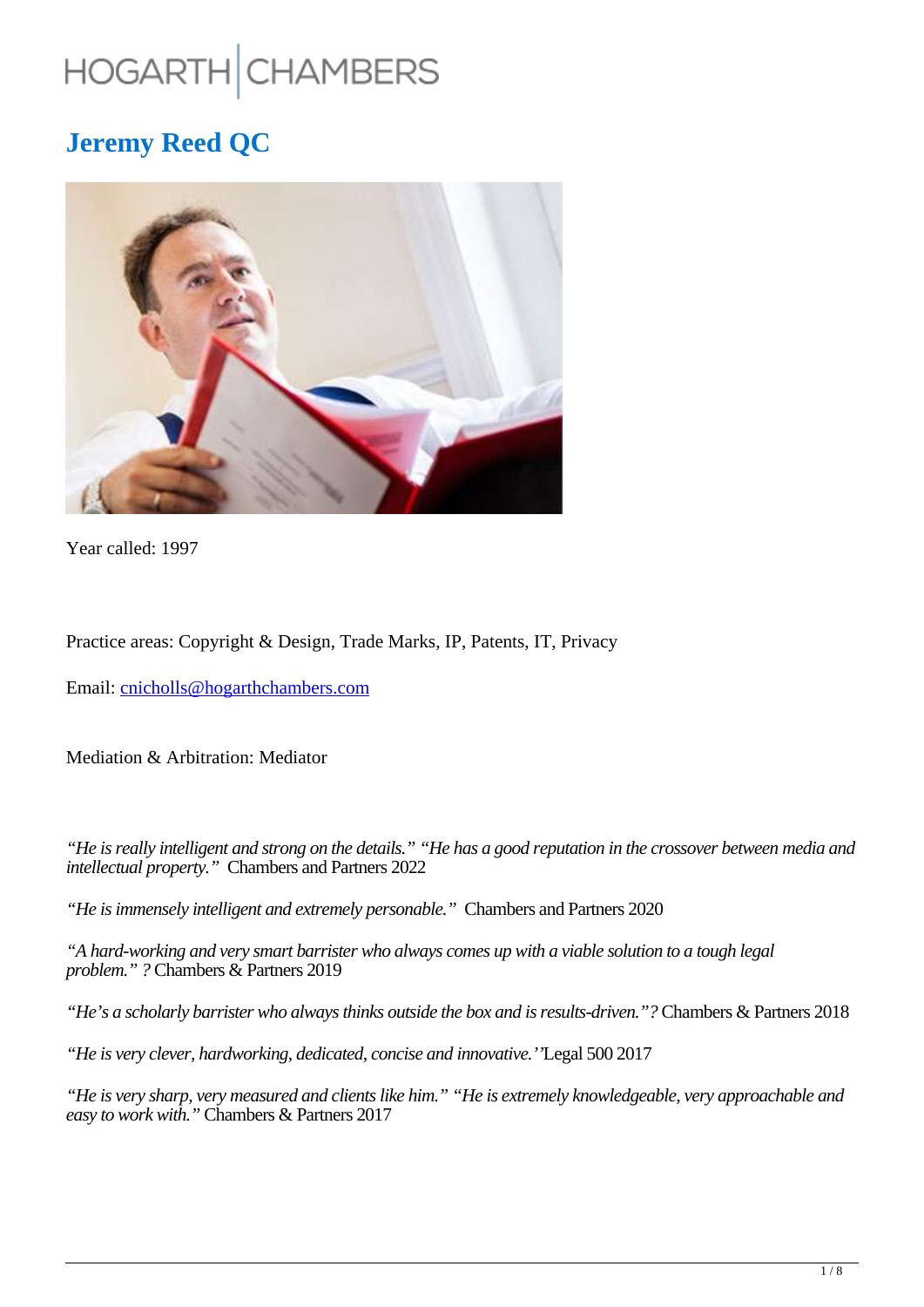HOGARTH | CHAMBERS

# Jeremy Reed QC

Year called: 1997

Practice areas: Copyright & Design, Trade Marks, IP, Patents, IT, Privacy

Email: [cnicholls@hogarthchambers.com](mailto:cnicholls@hogarthchambers.com)

Mediation & Arbitration: Mediator

*"He is really intelligent and strong on the details." "He has a good reputation in the crossover between media and intellectual property."* Chambers and Partners 2022

*"He is immensely intelligent and extremely personable."* Chambers and Partners 2020

*"A hard-working and very smart barrister who always comes up with a viable solution to a tough legal problem." ?* Chambers & Partners 2019

*"He's a scholarly barrister who always thinks outside the box and is results-driven."?* Chambers & Partners 2018

*"He is very clever, hardworking, dedicated, concise and innovative.''*Legal 500 2017

*"He is very sharp, very measured and clients like him." "He is extremely knowledgeable, very approachable and easy to work with."* Chambers & Partners 2017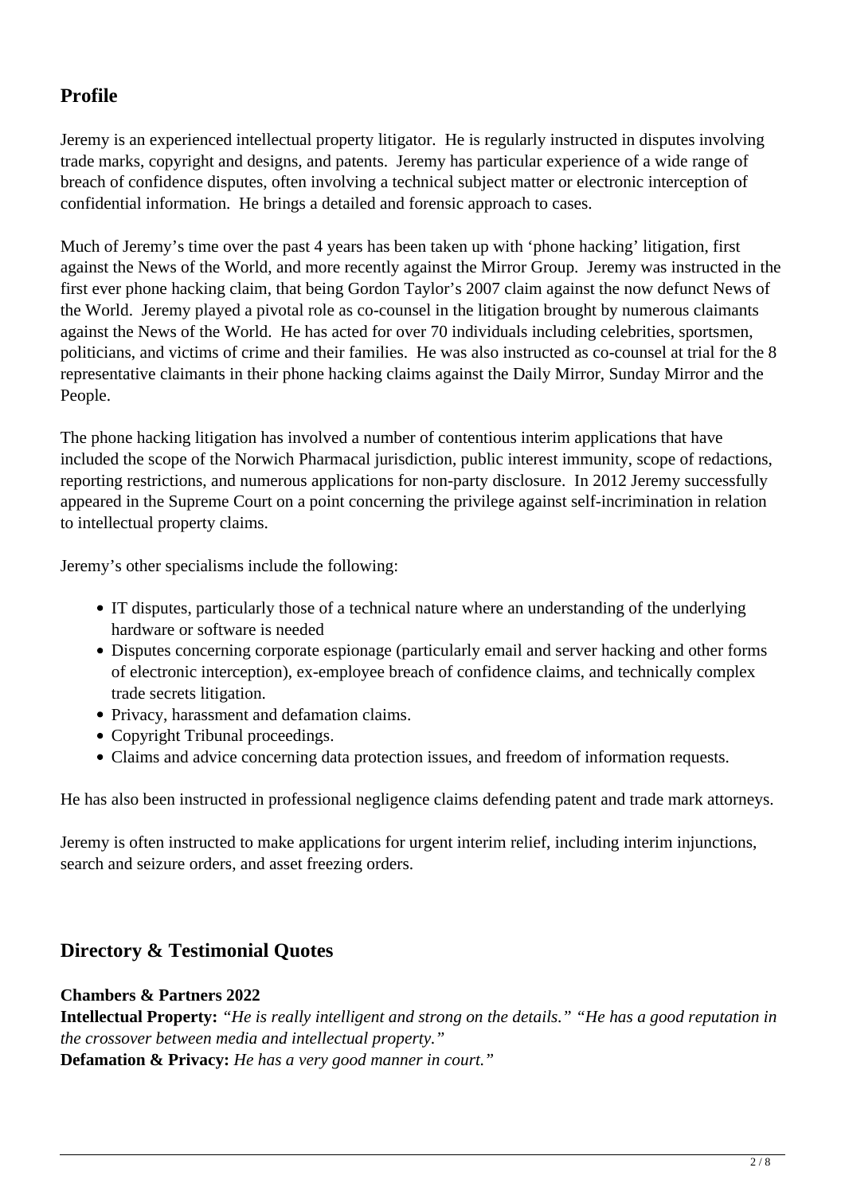## Profile

Jeremy is an experienced intellectual property litigator. He is regularly instructed in disputes involving trade marks, copyright and designs, and patents. Jeremy has particular experience of a wide range of breach of confidence disputes, often involving a technical subject matter or electronic interception of confidential information. He brings a detailed and forensic approach to cases.

Much of Jeremy's time over the past 4 years has been taken up with 'phone hacking' litigation, first against the News of the World, and more recently against the Mirror Group. Jeremy was instructed in the first ever phone hacking claim, that being Gordon Taylor's 2007 claim against the now defunct News of the World. Jeremy played a pivotal role as co-counsel in the litigation brought by numerous claimants against the News of the World. He has acted for over 70 individuals including celebrities, sportsmen, politicians, and victims of crime and their families. He was also instructed as co-counsel at trial for the 8 representative claimants in their phone hacking claims against the Daily Mirror, Sunday Mirror and the People.

The phone hacking litigation has involved a number of contentious interim applications that have included the scope of the Norwich Pharmacal jurisdiction, public interest immunity, scope of redactions, reporting restrictions, and numerous applications for non-party disclosure. In 2012 Jeremy successfully appeared in the Supreme Court on a point concerning the privilege against self-incrimination in relation to intellectual property claims.

Jeremy's other specialisms include the following:

- IT disputes, particularly those of a technical nature where an understanding of the underlying hardware or software is needed
- Disputes concerning corporate espionage (particularly email and server hacking and other forms of electronic interception), ex-employee breach of confidence claims, and technically complex trade secrets litigation.
- Privacy, harassment and defamation claims.
- Copyright Tribunal proceedings.
- Claims and advice concerning data protection issues, and freedom of information requests.

He has also been instructed in professional negligence claims defending patent and trade mark attorneys.

Jeremy is often instructed to make applications for urgent interim relief, including interim injunctions, search and seizure orders, and asset freezing orders.

## Directory & Testimonial Quotes

**Chambers & Partners 2022**
**Intellectual Property:** *"He is really intelligent and strong on the details." "He has a good reputation in the crossover between media and intellectual property."*
**Defamation & Privacy:** *He has a very good manner in court."*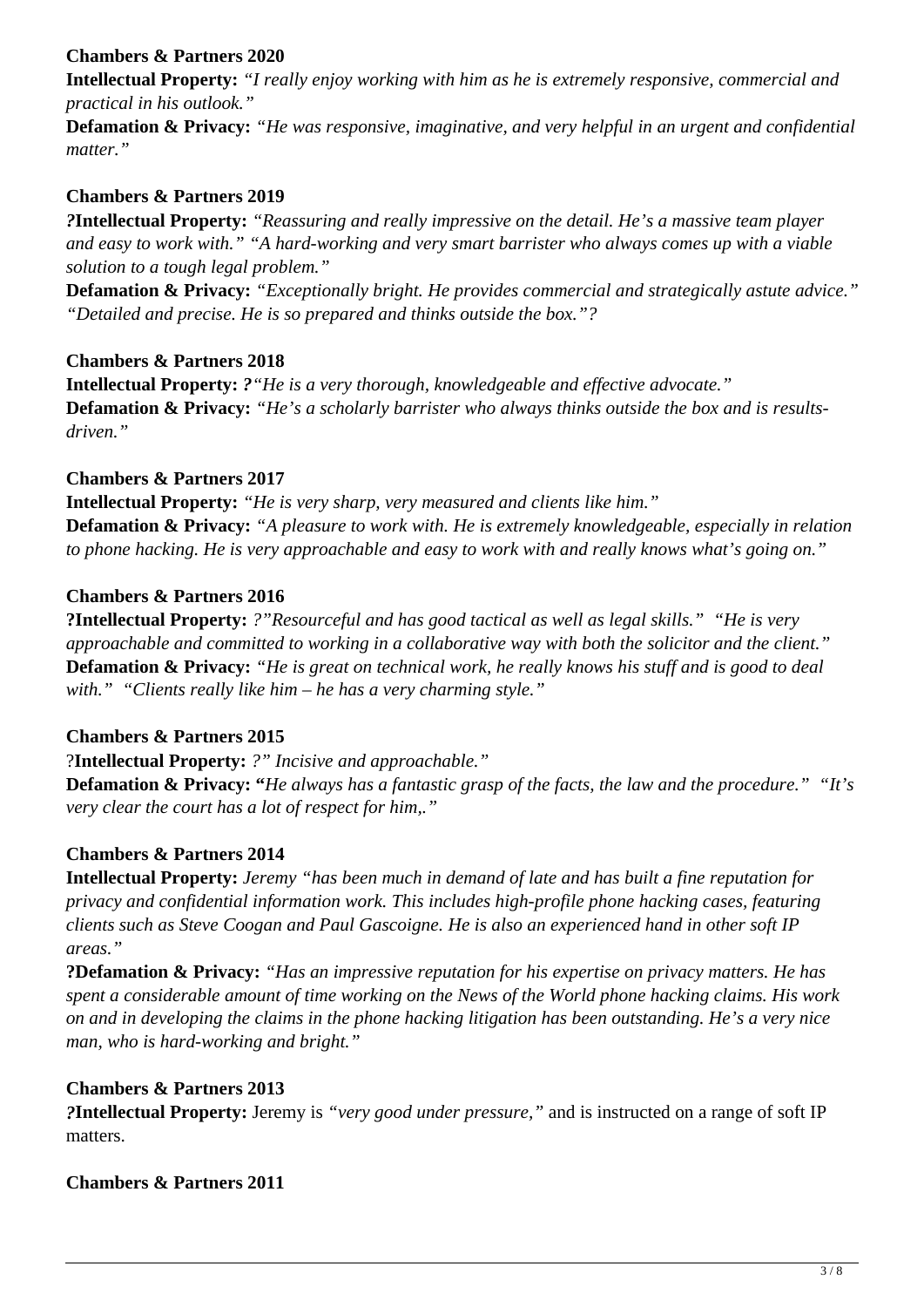**Chambers & Partners 2020**

**Intellectual Property:** *"I really enjoy working with him as he is extremely responsive, commercial and practical in his outlook."*

**Defamation & Privacy:** *"He was responsive, imaginative, and very helpful in an urgent and confidential matter."*

**Chambers & Partners 2019**

**?Intellectual Property:** *"Reassuring and really impressive on the detail. He's a massive team player and easy to work with." "A hard-working and very smart barrister who always comes up with a viable solution to a tough legal problem."*

**Defamation & Privacy:** *"Exceptionally bright. He provides commercial and strategically astute advice." "Detailed and precise. He is so prepared and thinks outside the box."?*

**Chambers & Partners 2018**

**Intellectual Property:** *?"He is a very thorough, knowledgeable and effective advocate."*

**Defamation & Privacy:** *"He's a scholarly barrister who always thinks outside the box and is results-driven."*

**Chambers & Partners 2017**

**Intellectual Property:** *"He is very sharp, very measured and clients like him."*

**Defamation & Privacy:** *"A pleasure to work with. He is extremely knowledgeable, especially in relation to phone hacking. He is very approachable and easy to work with and really knows what's going on."*

**Chambers & Partners 2016**

**?Intellectual Property:** *?"Resourceful and has good tactical as well as legal skills." "He is very approachable and committed to working in a collaborative way with both the solicitor and the client."*

**Defamation & Privacy:** *"He is great on technical work, he really knows his stuff and is good to deal with." "Clients really like him – he has a very charming style."*

**Chambers & Partners 2015**

?**Intellectual Property:** *?" Incisive and approachable."*

**Defamation & Privacy: "***He always has a fantastic grasp of the facts, the law and the procedure." "It's very clear the court has a lot of respect for him,."*

**Chambers & Partners 2014**

**Intellectual Property:** *Jeremy "has been much in demand of late and has built a fine reputation for privacy and confidential information work. This includes high-profile phone hacking cases, featuring clients such as Steve Coogan and Paul Gascoigne. He is also an experienced hand in other soft IP areas."*

**?Defamation & Privacy:** *"Has an impressive reputation for his expertise on privacy matters. He has spent a considerable amount of time working on the News of the World phone hacking claims. His work on and in developing the claims in the phone hacking litigation has been outstanding. He's a very nice man, who is hard-working and bright."*

**Chambers & Partners 2013**

**?Intellectual Property:** Jeremy is *"very good under pressure,"* and is instructed on a range of soft IP matters.

**Chambers & Partners 2011**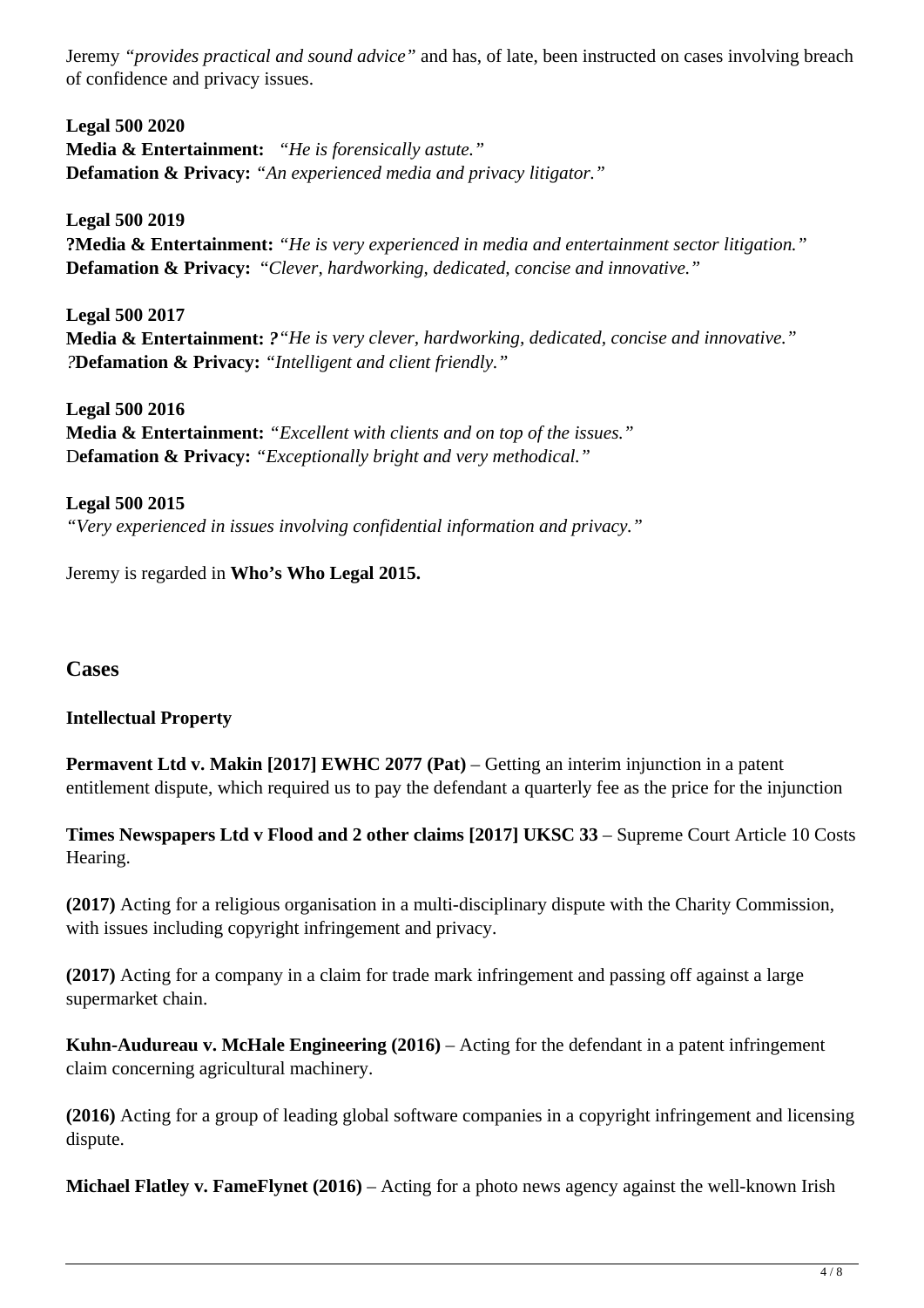Jeremy *"provides practical and sound advice"* and has, of late, been instructed on cases involving breach of confidence and privacy issues.

**Legal 500 2020**
**Media & Entertainment:** *"He is forensically astute."*
**Defamation & Privacy:** *"An experienced media and privacy litigator."*

**Legal 500 2019**
**?Media & Entertainment:** *"He is very experienced in media and entertainment sector litigation."*
**Defamation & Privacy:** *"Clever, hardworking, dedicated, concise and innovative."*

**Legal 500 2017**
**Media & Entertainment:** ***?****"He is very clever, hardworking, dedicated, concise and innovative."*
*?***Defamation & Privacy:** *"Intelligent and client friendly."*

**Legal 500 2016**
**Media & Entertainment:** *"Excellent with clients and on top of the issues."*
D**efamation & Privacy:** *"Exceptionally bright and very methodical."*

**Legal 500 2015**
*"Very experienced in issues involving confidential information and privacy."*

Jeremy is regarded in **Who's Who Legal 2015.**

## Cases

**Intellectual Property**

**Permavent Ltd v. Makin [2017] EWHC 2077 (Pat)** – Getting an interim injunction in a patent entitlement dispute, which required us to pay the defendant a quarterly fee as the price for the injunction

**Times Newspapers Ltd v Flood and 2 other claims [2017] UKSC 33** – Supreme Court Article 10 Costs Hearing.

**(2017)** Acting for a religious organisation in a multi-disciplinary dispute with the Charity Commission, with issues including copyright infringement and privacy.

**(2017)** Acting for a company in a claim for trade mark infringement and passing off against a large supermarket chain.

**Kuhn-Audureau v. McHale Engineering (2016)** – Acting for the defendant in a patent infringement claim concerning agricultural machinery.

**(2016)** Acting for a group of leading global software companies in a copyright infringement and licensing dispute.

**Michael Flatley v. FameFlynet (2016)** – Acting for a photo news agency against the well-known Irish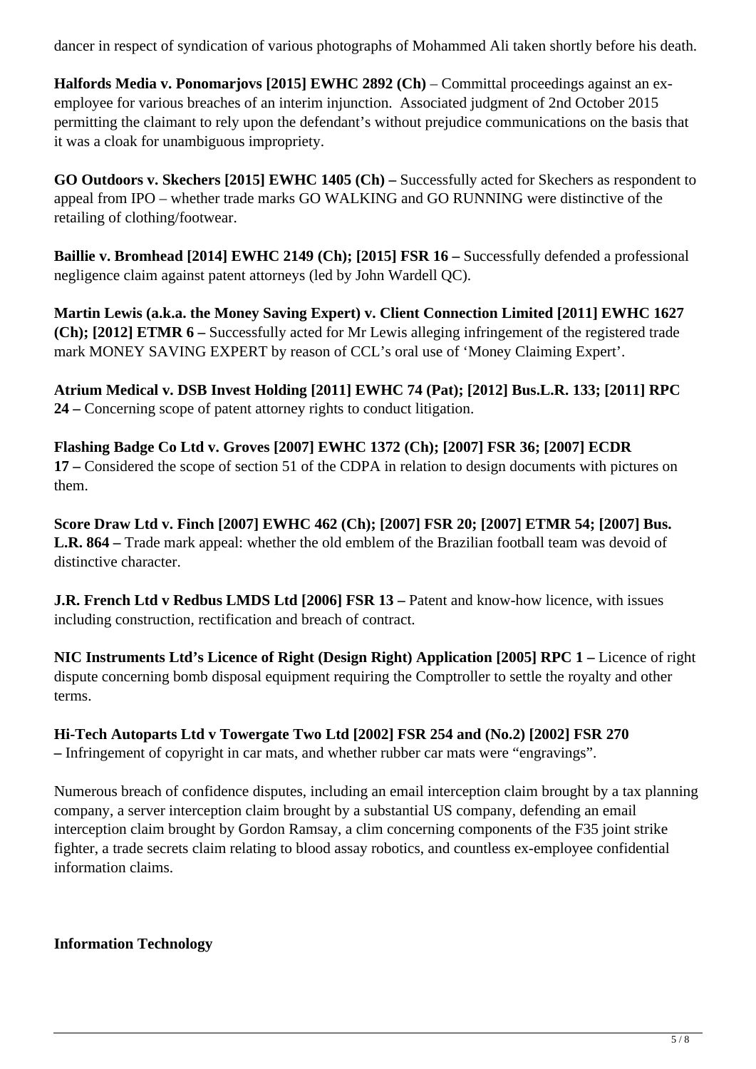dancer in respect of syndication of various photographs of Mohammed Ali taken shortly before his death.

**Halfords Media v. Ponomarjovs [2015] EWHC 2892 (Ch)** – Committal proceedings against an ex-employee for various breaches of an interim injunction. Associated judgment of 2nd October 2015 permitting the claimant to rely upon the defendant's without prejudice communications on the basis that it was a cloak for unambiguous impropriety.

**GO Outdoors v. Skechers [2015] EWHC 1405 (Ch) –** Successfully acted for Skechers as respondent to appeal from IPO – whether trade marks GO WALKING and GO RUNNING were distinctive of the retailing of clothing/footwear.

**Baillie v. Bromhead [2014] EWHC 2149 (Ch); [2015] FSR 16 –** Successfully defended a professional negligence claim against patent attorneys (led by John Wardell QC).

**Martin Lewis (a.k.a. the Money Saving Expert) v. Client Connection Limited [2011] EWHC 1627 (Ch); [2012] ETMR 6 –** Successfully acted for Mr Lewis alleging infringement of the registered trade mark MONEY SAVING EXPERT by reason of CCL's oral use of 'Money Claiming Expert'.

**Atrium Medical v. DSB Invest Holding [2011] EWHC 74 (Pat); [2012] Bus.L.R. 133; [2011] RPC 24 –** Concerning scope of patent attorney rights to conduct litigation.

**Flashing Badge Co Ltd v. Groves [2007] EWHC 1372 (Ch); [2007] FSR 36; [2007] ECDR 17 –** Considered the scope of section 51 of the CDPA in relation to design documents with pictures on them.

**Score Draw Ltd v. Finch [2007] EWHC 462 (Ch); [2007] FSR 20; [2007] ETMR 54; [2007] Bus. L.R. 864 –** Trade mark appeal: whether the old emblem of the Brazilian football team was devoid of distinctive character.

**J.R. French Ltd v Redbus LMDS Ltd [2006] FSR 13 –** Patent and know-how licence, with issues including construction, rectification and breach of contract.

**NIC Instruments Ltd's Licence of Right (Design Right) Application [2005] RPC 1 –** Licence of right dispute concerning bomb disposal equipment requiring the Comptroller to settle the royalty and other terms.

**Hi-Tech Autoparts Ltd v Towergate Two Ltd [2002] FSR 254 and (No.2) [2002] FSR 270 –** Infringement of copyright in car mats, and whether rubber car mats were "engravings".

Numerous breach of confidence disputes, including an email interception claim brought by a tax planning company, a server interception claim brought by a substantial US company, defending an email interception claim brought by Gordon Ramsay, a clim concerning components of the F35 joint strike fighter, a trade secrets claim relating to blood assay robotics, and countless ex-employee confidential information claims.

**Information Technology**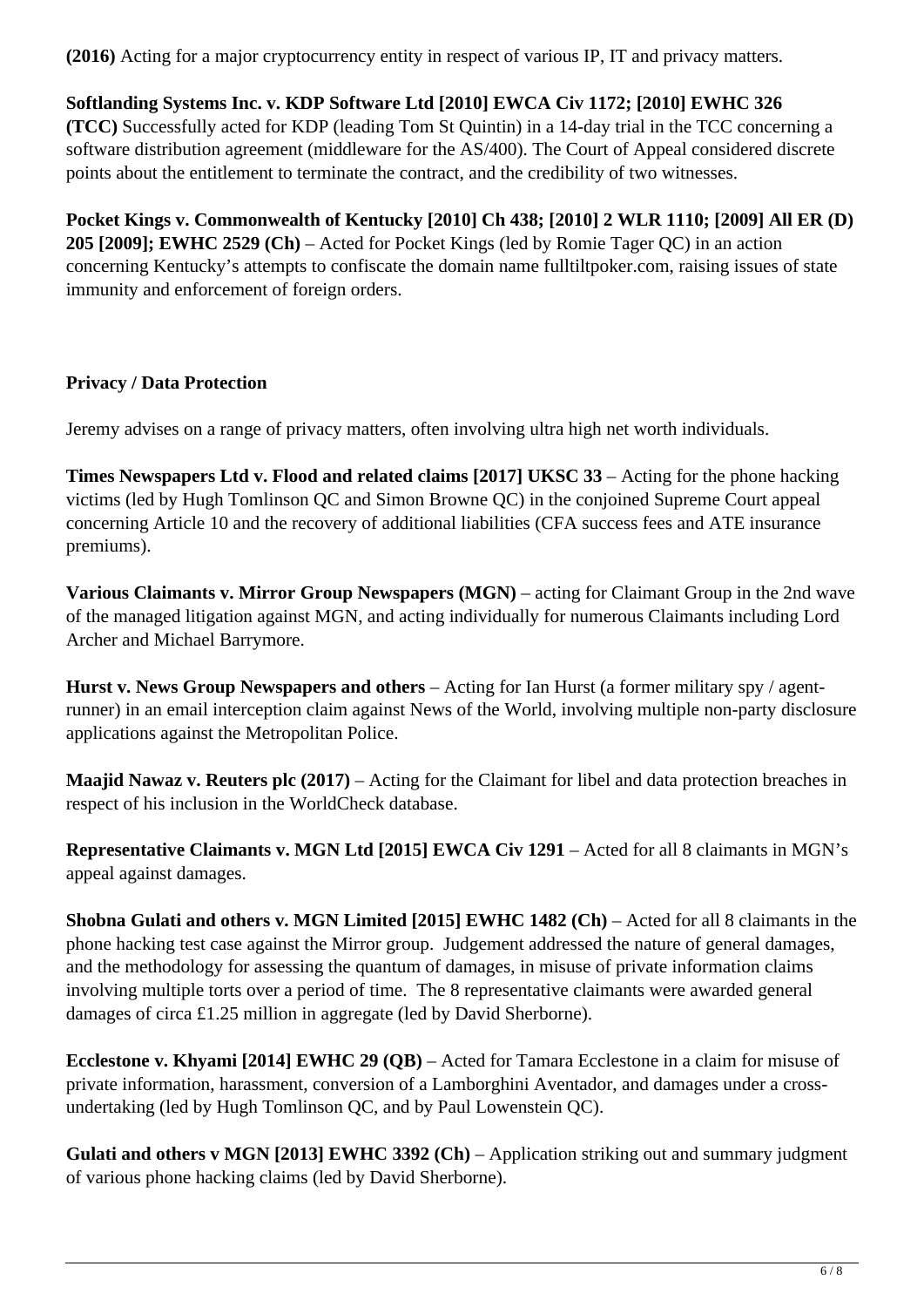**(2016)** Acting for a major cryptocurrency entity in respect of various IP, IT and privacy matters.

**Softlanding Systems Inc. v. KDP Software Ltd [2010] EWCA Civ 1172; [2010] EWHC 326 (TCC)** Successfully acted for KDP (leading Tom St Quintin) in a 14-day trial in the TCC concerning a software distribution agreement (middleware for the AS/400). The Court of Appeal considered discrete points about the entitlement to terminate the contract, and the credibility of two witnesses.

**Pocket Kings v. Commonwealth of Kentucky [2010] Ch 438; [2010] 2 WLR 1110; [2009] All ER (D) 205 [2009]; EWHC 2529 (Ch)** – Acted for Pocket Kings (led by Romie Tager QC) in an action concerning Kentucky's attempts to confiscate the domain name fulltiltpoker.com, raising issues of state immunity and enforcement of foreign orders.

**Privacy / Data Protection**

Jeremy advises on a range of privacy matters, often involving ultra high net worth individuals.

**Times Newspapers Ltd v. Flood and related claims [2017] UKSC 33** – Acting for the phone hacking victims (led by Hugh Tomlinson QC and Simon Browne QC) in the conjoined Supreme Court appeal concerning Article 10 and the recovery of additional liabilities (CFA success fees and ATE insurance premiums).

**Various Claimants v. Mirror Group Newspapers (MGN)** – acting for Claimant Group in the 2nd wave of the managed litigation against MGN, and acting individually for numerous Claimants including Lord Archer and Michael Barrymore.

**Hurst v. News Group Newspapers and others** – Acting for Ian Hurst (a former military spy / agent-runner) in an email interception claim against News of the World, involving multiple non-party disclosure applications against the Metropolitan Police.

**Maajid Nawaz v. Reuters plc (2017)** – Acting for the Claimant for libel and data protection breaches in respect of his inclusion in the WorldCheck database.

**Representative Claimants v. MGN Ltd [2015] EWCA Civ 1291** – Acted for all 8 claimants in MGN's appeal against damages.

**Shobna Gulati and others v. MGN Limited [2015] EWHC 1482 (Ch)** – Acted for all 8 claimants in the phone hacking test case against the Mirror group. Judgement addressed the nature of general damages, and the methodology for assessing the quantum of damages, in misuse of private information claims involving multiple torts over a period of time. The 8 representative claimants were awarded general damages of circa £1.25 million in aggregate (led by David Sherborne).

**Ecclestone v. Khyami [2014] EWHC 29 (QB)** – Acted for Tamara Ecclestone in a claim for misuse of private information, harassment, conversion of a Lamborghini Aventador, and damages under a cross-undertaking (led by Hugh Tomlinson QC, and by Paul Lowenstein QC).

**Gulati and others v MGN [2013] EWHC 3392 (Ch)** – Application striking out and summary judgment of various phone hacking claims (led by David Sherborne).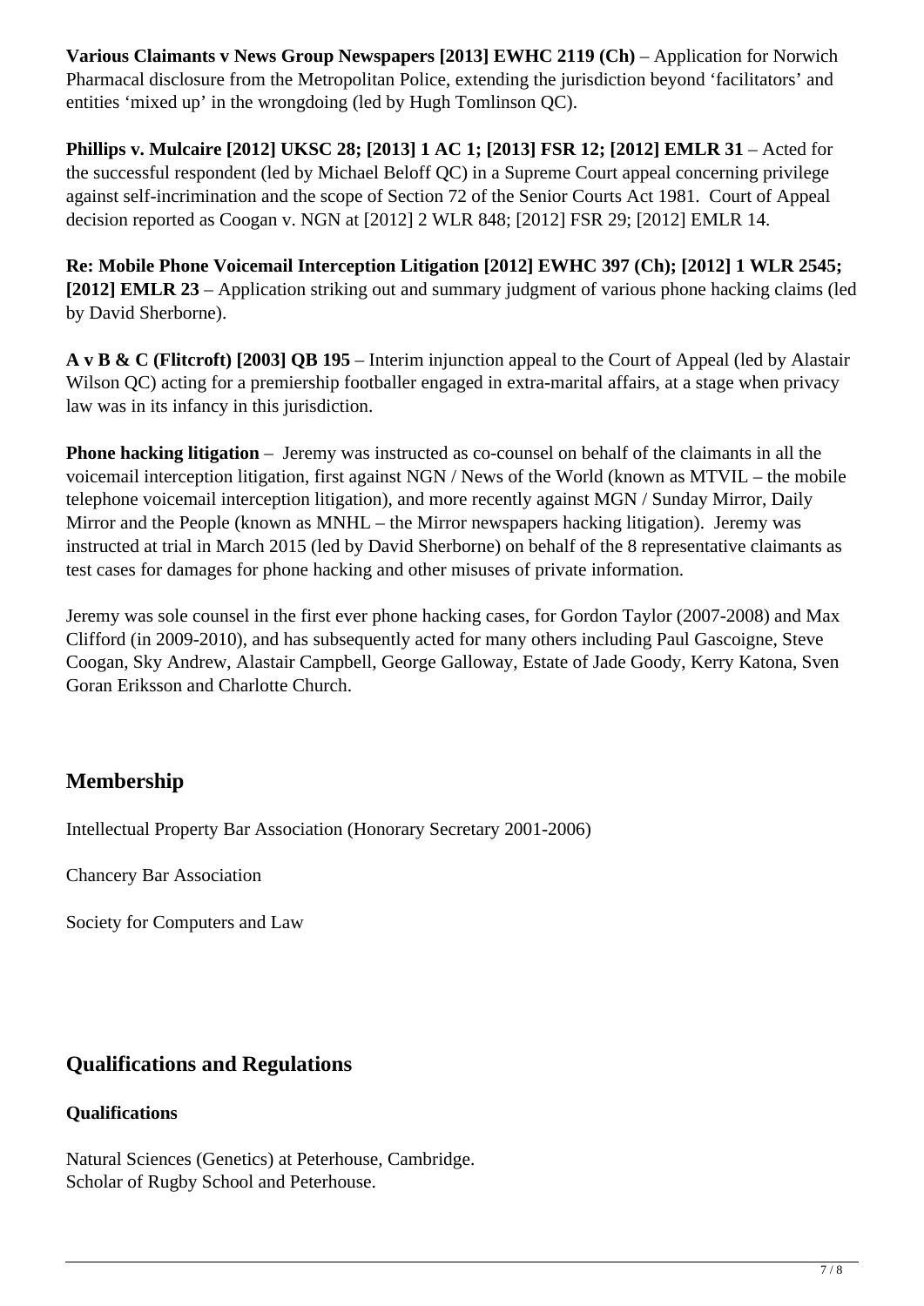**Various Claimants v News Group Newspapers [2013] EWHC 2119 (Ch)** – Application for Norwich Pharmacal disclosure from the Metropolitan Police, extending the jurisdiction beyond 'facilitators' and entities 'mixed up' in the wrongdoing (led by Hugh Tomlinson QC).

**Phillips v. Mulcaire [2012] UKSC 28; [2013] 1 AC 1; [2013] FSR 12; [2012] EMLR 31** – Acted for the successful respondent (led by Michael Beloff QC) in a Supreme Court appeal concerning privilege against self-incrimination and the scope of Section 72 of the Senior Courts Act 1981. Court of Appeal decision reported as Coogan v. NGN at [2012] 2 WLR 848; [2012] FSR 29; [2012] EMLR 14.

**Re: Mobile Phone Voicemail Interception Litigation [2012] EWHC 397 (Ch); [2012] 1 WLR 2545; [2012] EMLR 23** – Application striking out and summary judgment of various phone hacking claims (led by David Sherborne).

**A v B & C (Flitcroft) [2003] QB 195** – Interim injunction appeal to the Court of Appeal (led by Alastair Wilson QC) acting for a premiership footballer engaged in extra-marital affairs, at a stage when privacy law was in its infancy in this jurisdiction.

**Phone hacking litigation** – Jeremy was instructed as co-counsel on behalf of the claimants in all the voicemail interception litigation, first against NGN / News of the World (known as MTVIL – the mobile telephone voicemail interception litigation), and more recently against MGN / Sunday Mirror, Daily Mirror and the People (known as MNHL – the Mirror newspapers hacking litigation). Jeremy was instructed at trial in March 2015 (led by David Sherborne) on behalf of the 8 representative claimants as test cases for damages for phone hacking and other misuses of private information.

Jeremy was sole counsel in the first ever phone hacking cases, for Gordon Taylor (2007-2008) and Max Clifford (in 2009-2010), and has subsequently acted for many others including Paul Gascoigne, Steve Coogan, Sky Andrew, Alastair Campbell, George Galloway, Estate of Jade Goody, Kerry Katona, Sven Goran Eriksson and Charlotte Church.

## Membership

Intellectual Property Bar Association (Honorary Secretary 2001-2006)

Chancery Bar Association

Society for Computers and Law

## Qualifications and Regulations

**Qualifications**

Natural Sciences (Genetics) at Peterhouse, Cambridge.
Scholar of Rugby School and Peterhouse.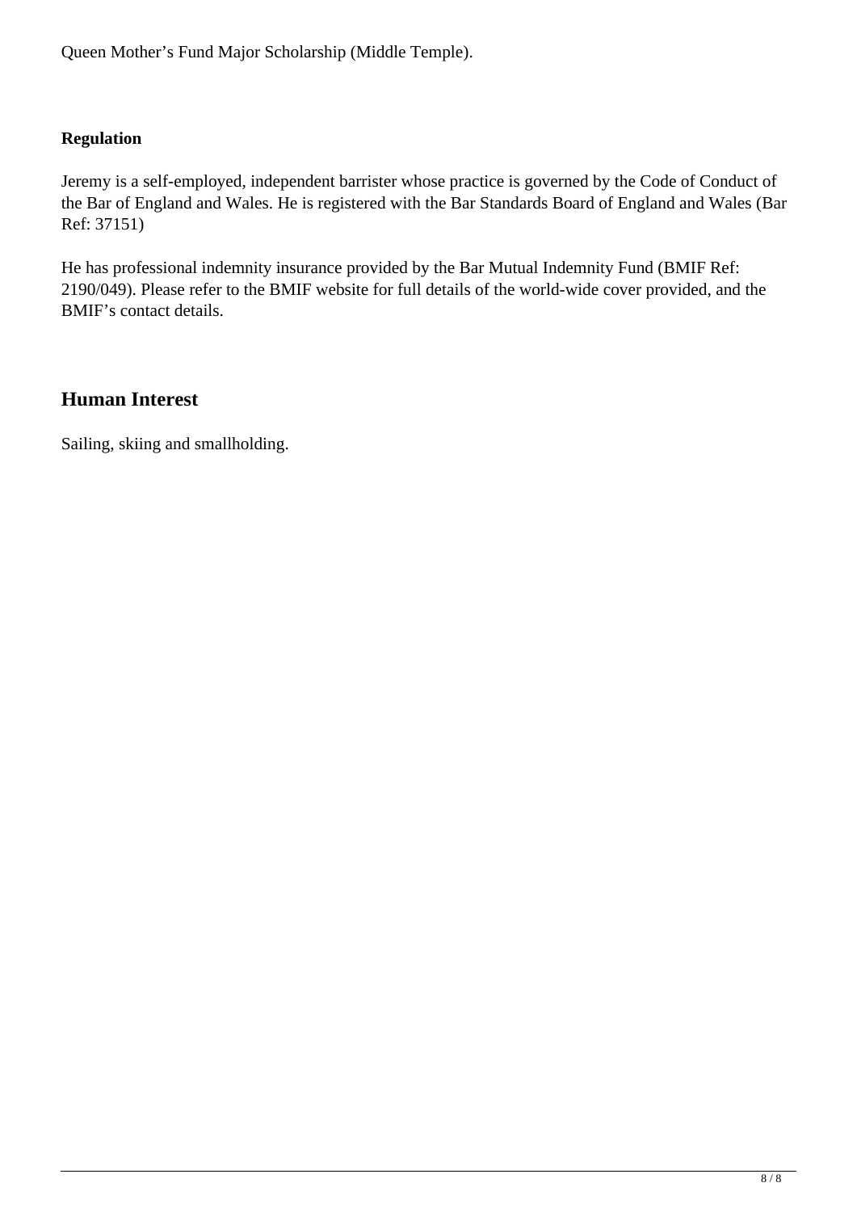Queen Mother's Fund Major Scholarship (Middle Temple).

**Regulation**

Jeremy is a self-employed, independent barrister whose practice is governed by the Code of Conduct of the Bar of England and Wales. He is registered with the Bar Standards Board of England and Wales (Bar Ref: 37151)

He has professional indemnity insurance provided by the Bar Mutual Indemnity Fund (BMIF Ref: 2190/049). Please refer to the BMIF website for full details of the world-wide cover provided, and the BMIF's contact details.

## Human Interest

Sailing, skiing and smallholding.